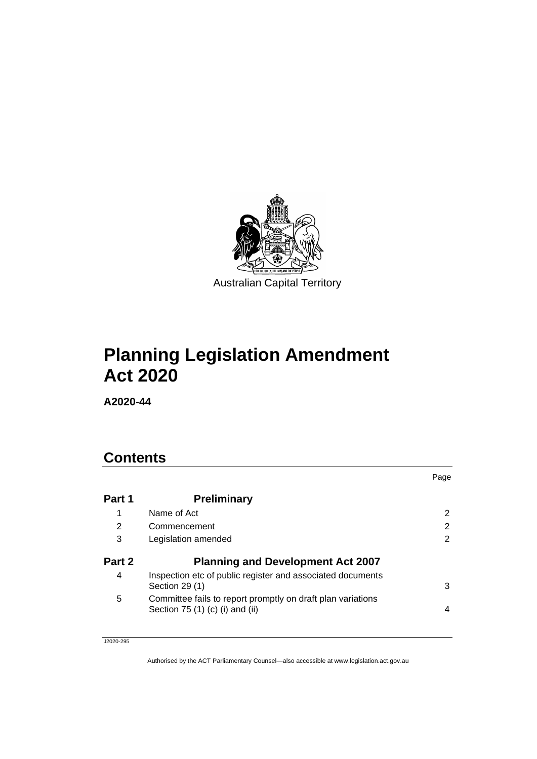Australian Capital Territory

# Planning Legislation Amendment Act 2020

**A2020-44**

## Contents

| | | Page |
|---|---|---|
| **Part 1** | **Preliminary** | |
| 1 | Name of Act | 2 |
| 2 | Commencement | 2 |
| 3 | Legislation amended | 2 |
| **Part 2** | **Planning and Development Act 2007** | |
| 4 | Inspection etc of public register and associated documents Section 29 (1) | 3 |
| 5 | Committee fails to report promptly on draft plan variations Section 75 (1) (c) (i) and (ii) | 4 |

J2020-295

Authorised by the ACT Parliamentary Counsel—also accessible at www.legislation.act.gov.au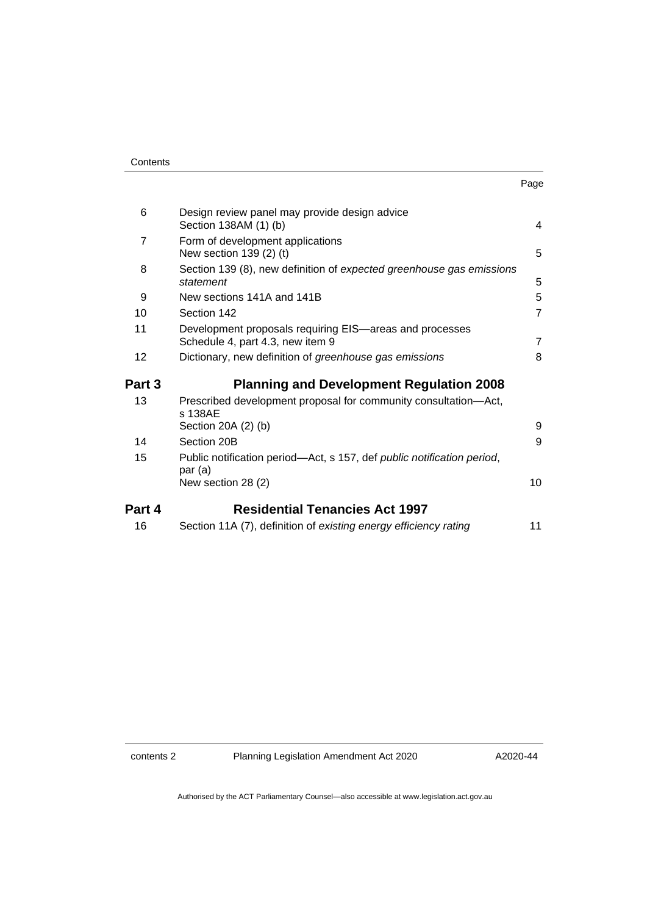| | | Page |
|---|---|---|
| 6 | Design review panel may provide design advice<br>Section 138AM (1) (b) | 4 |
| 7 | Form of development applications<br>New section 139 (2) (t) | 5 |
| 8 | Section 139 (8), new definition of *expected greenhouse gas emissions statement* | 5 |
| 9 | New sections 141A and 141B | 5 |
| 10 | Section 142 | 7 |
| 11 | Development proposals requiring EIS—areas and processes<br>Schedule 4, part 4.3, new item 9 | 7 |
| 12 | Dictionary, new definition of *greenhouse gas emissions* | 8 |

## Part 3 Planning and Development Regulation 2008

| | | |
|---|---|---|
| 13 | Prescribed development proposal for community consultation—Act, s 138AE<br>Section 20A (2) (b) | 9 |
| 14 | Section 20B | 9 |
| 15 | Public notification period—Act, s 157, def *public notification period*, par (a)<br>New section 28 (2) | 10 |

## Part 4 Residential Tenancies Act 1997

| | | |
|---|---|---|
| 16 | Section 11A (7), definition of *existing energy efficiency rating* | 11 |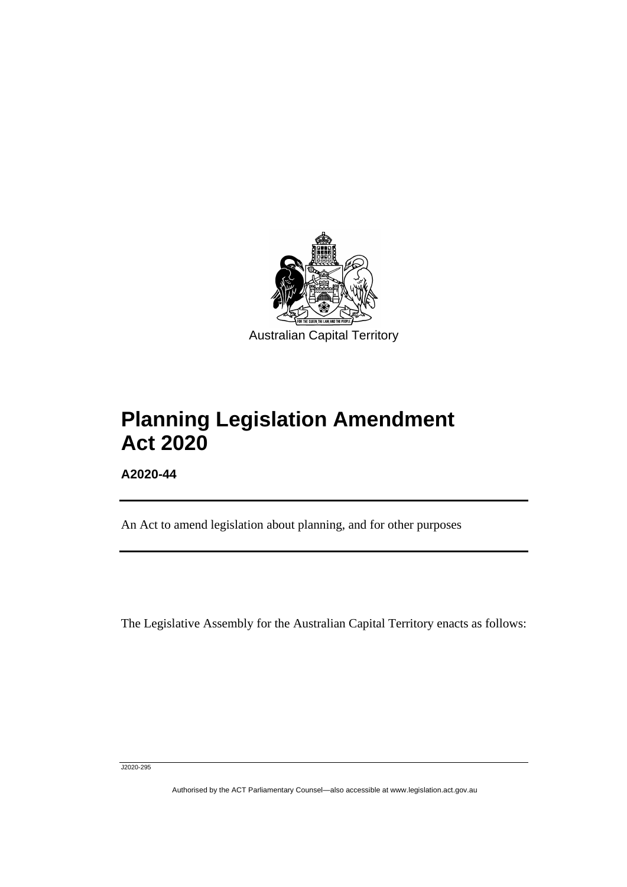Australian Capital Territory

# Planning Legislation Amendment Act 2020

**A2020-44**

An Act to amend legislation about planning, and for other purposes

The Legislative Assembly for the Australian Capital Territory enacts as follows:

J2020-295

Authorised by the ACT Parliamentary Counsel—also accessible at www.legislation.act.gov.au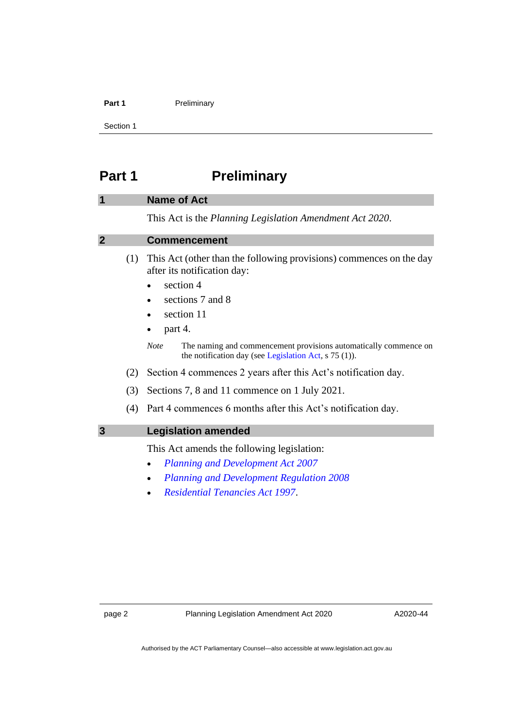# Part 1 Preliminary

## 1 Name of Act

This Act is the *Planning Legislation Amendment Act 2020*.

## 2 Commencement

(1) This Act (other than the following provisions) commences on the day after its notification day:

- section 4
- sections 7 and 8
- section 11
- part 4.

*Note* The naming and commencement provisions automatically commence on the notification day (see Legislation Act, s 75 (1)).

(2) Section 4 commences 2 years after this Act's notification day.

(3) Sections 7, 8 and 11 commence on 1 July 2021.

(4) Part 4 commences 6 months after this Act's notification day.

## 3 Legislation amended

This Act amends the following legislation:

- *Planning and Development Act 2007*
- *Planning and Development Regulation 2008*
- *Residential Tenancies Act 1997*.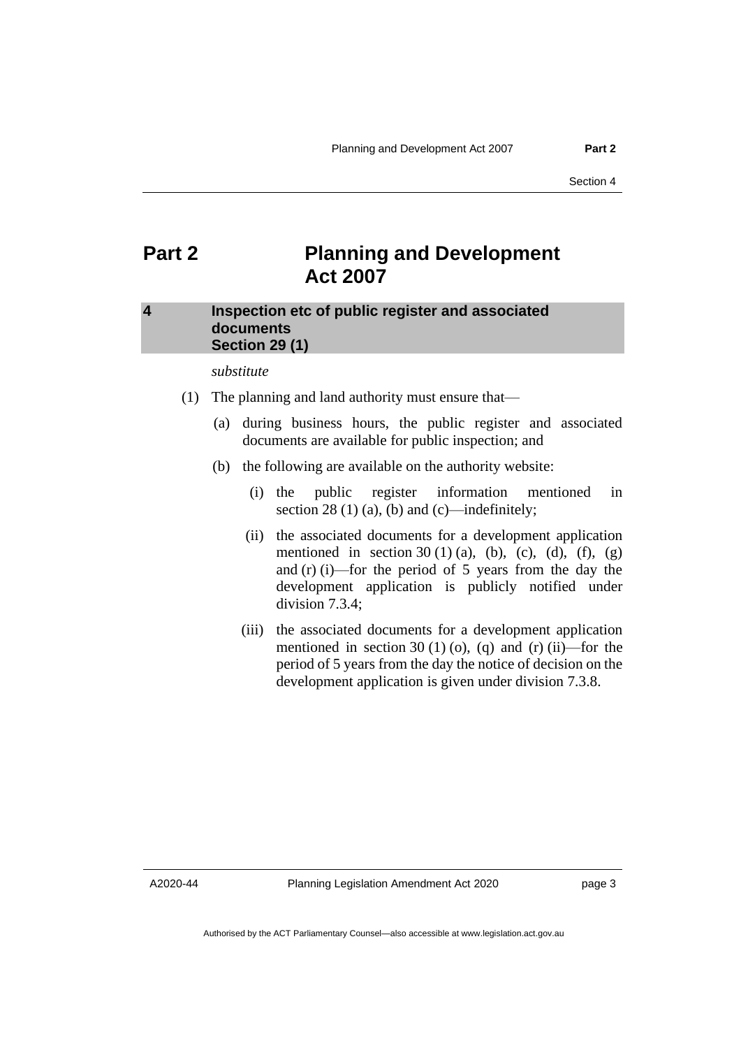# Part 2 Planning and Development Act 2007

## 4 Inspection etc of public register and associated documents Section 29 (1)

*substitute*

(1) The planning and land authority must ensure that—

(a) during business hours, the public register and associated documents are available for public inspection; and

(b) the following are available on the authority website:

(i) the public register information mentioned in section 28 (1) (a), (b) and (c)—indefinitely;

(ii) the associated documents for a development application mentioned in section 30 (1) (a), (b), (c), (d), (f), (g) and (r) (i)—for the period of 5 years from the day the development application is publicly notified under division 7.3.4;

(iii) the associated documents for a development application mentioned in section 30 (1) (o), (q) and (r) (ii)—for the period of 5 years from the day the notice of decision on the development application is given under division 7.3.8.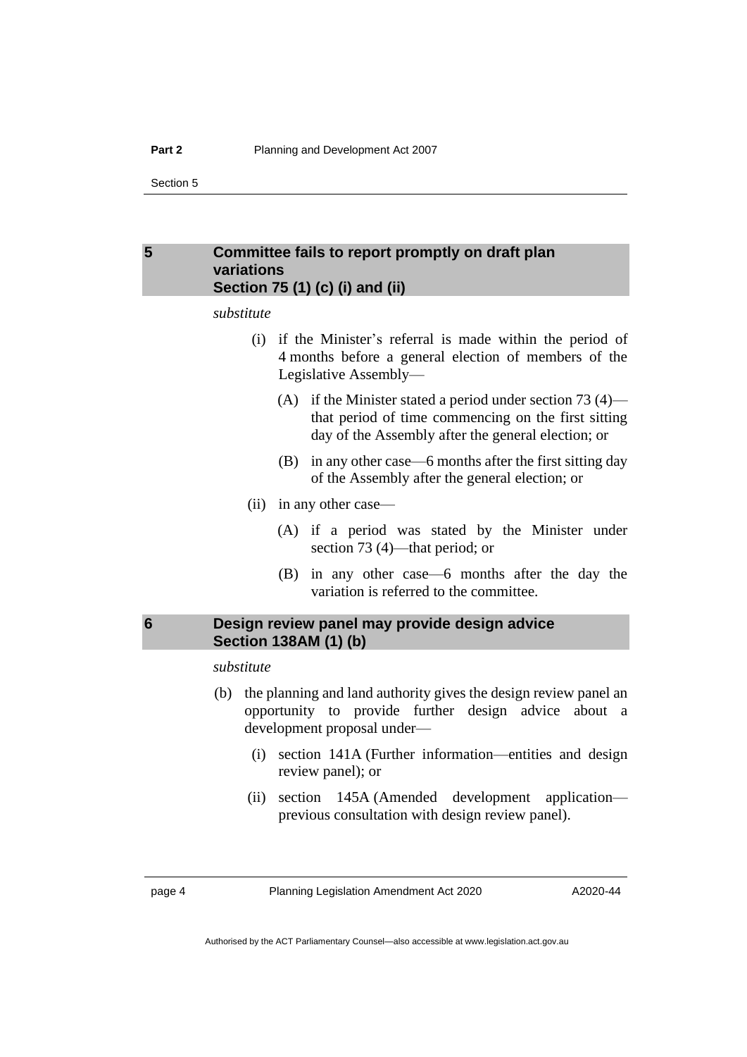## 5 Committee fails to report promptly on draft plan variations
## Section 75 (1) (c) (i) and (ii)

*substitute*

(i) if the Minister's referral is made within the period of 4 months before a general election of members of the Legislative Assembly—

(A) if the Minister stated a period under section 73 (4)—that period of time commencing on the first sitting day of the Assembly after the general election; or

(B) in any other case—6 months after the first sitting day of the Assembly after the general election; or

(ii) in any other case—

(A) if a period was stated by the Minister under section 73 (4)—that period; or

(B) in any other case—6 months after the day the variation is referred to the committee.

## 6 Design review panel may provide design advice
## Section 138AM (1) (b)

*substitute*

(b) the planning and land authority gives the design review panel an opportunity to provide further design advice about a development proposal under—

(i) section 141A (Further information—entities and design review panel); or

(ii) section 145A (Amended development application—previous consultation with design review panel).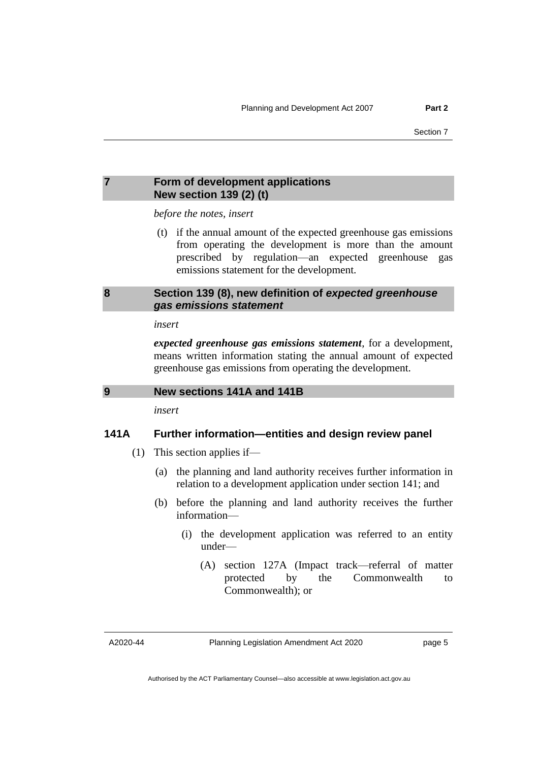## 7 Form of development applications New section 139 (2) (t)

*before the notes, insert*

(t) if the annual amount of the expected greenhouse gas emissions from operating the development is more than the amount prescribed by regulation—an expected greenhouse gas emissions statement for the development.

## 8 Section 139 (8), new definition of *expected greenhouse gas emissions statement*

*insert*

***expected greenhouse gas emissions statement***, for a development, means written information stating the annual amount of expected greenhouse gas emissions from operating the development.

## 9 New sections 141A and 141B

*insert*

### 141A Further information—entities and design review panel

(1) This section applies if—

(a) the planning and land authority receives further information in relation to a development application under section 141; and

(b) before the planning and land authority receives the further information—

(i) the development application was referred to an entity under—

(A) section 127A (Impact track—referral of matter protected by the Commonwealth to Commonwealth); or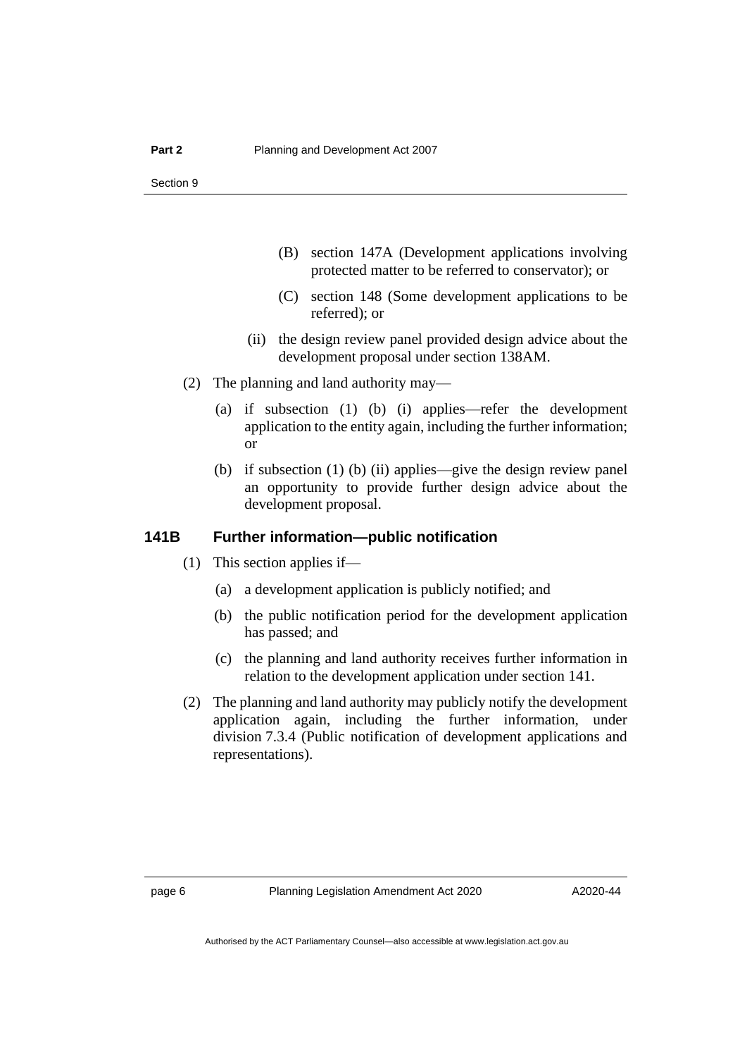(B) section 147A (Development applications involving protected matter to be referred to conservator); or

(C) section 148 (Some development applications to be referred); or

(ii) the design review panel provided design advice about the development proposal under section 138AM.

(2) The planning and land authority may—

(a) if subsection (1) (b) (i) applies—refer the development application to the entity again, including the further information; or

(b) if subsection (1) (b) (ii) applies—give the design review panel an opportunity to provide further design advice about the development proposal.

### 141B Further information—public notification

(1) This section applies if—

(a) a development application is publicly notified; and

(b) the public notification period for the development application has passed; and

(c) the planning and land authority receives further information in relation to the development application under section 141.

(2) The planning and land authority may publicly notify the development application again, including the further information, under division 7.3.4 (Public notification of development applications and representations).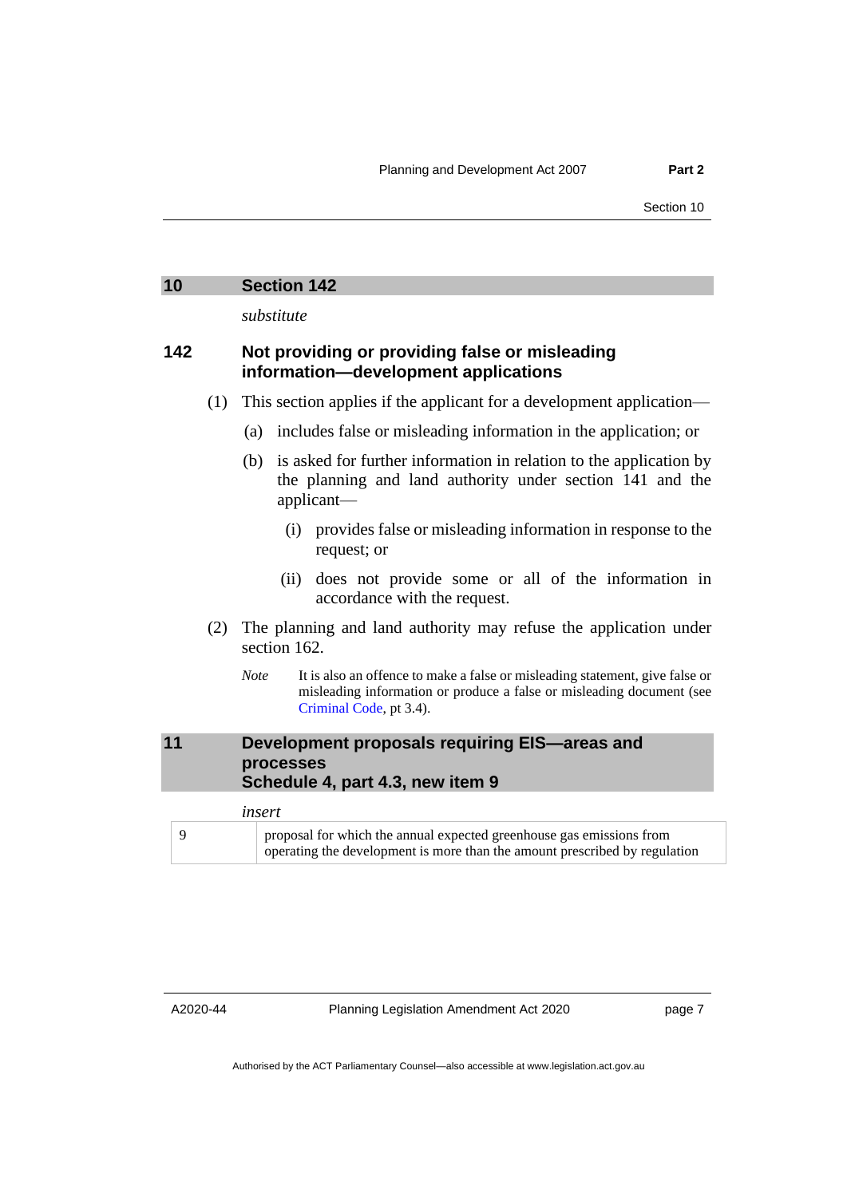## 10 Section 142

*substitute*

### 142 Not providing or providing false or misleading information—development applications

(1) This section applies if the applicant for a development application—

(a) includes false or misleading information in the application; or

(b) is asked for further information in relation to the application by the planning and land authority under section 141 and the applicant—

(i) provides false or misleading information in response to the request; or

(ii) does not provide some or all of the information in accordance with the request.

(2) The planning and land authority may refuse the application under section 162.

*Note* It is also an offence to make a false or misleading statement, give false or misleading information or produce a false or misleading document (see Criminal Code, pt 3.4).

## 11 Development proposals requiring EIS—areas and processes Schedule 4, part 4.3, new item 9

*insert*

| | |
|---|---|
| 9 | proposal for which the annual expected greenhouse gas emissions from operating the development is more than the amount prescribed by regulation |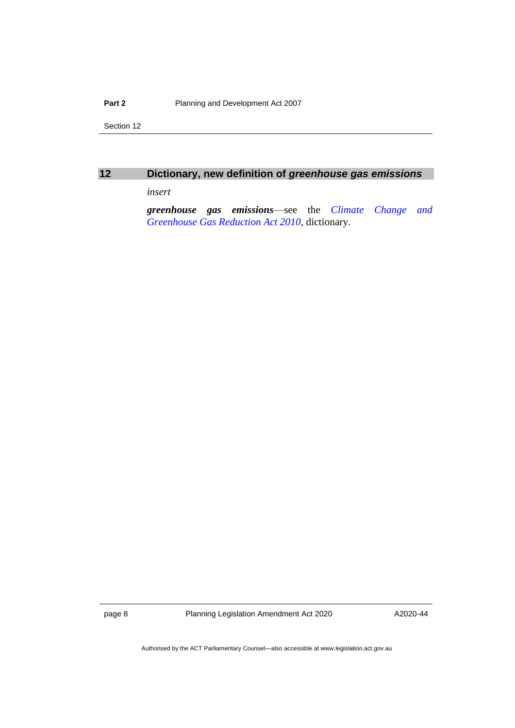## 12 Dictionary, new definition of *greenhouse gas emissions*

*insert*

***greenhouse gas emissions***—see the *Climate Change and Greenhouse Gas Reduction Act 2010*, dictionary.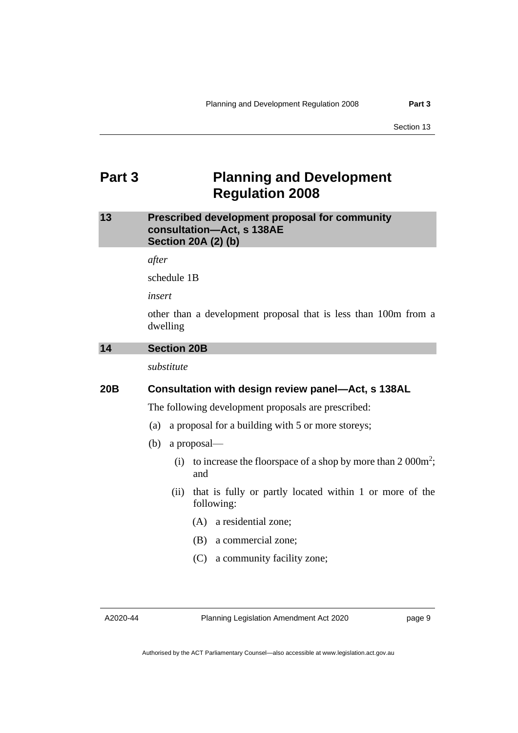# Part 3 Planning and Development Regulation 2008

## 13 Prescribed development proposal for community consultation—Act, s 138AE Section 20A (2) (b)

*after*

schedule 1B

*insert*

other than a development proposal that is less than 100m from a dwelling

## 14 Section 20B

*substitute*

### 20B Consultation with design review panel—Act, s 138AL

The following development proposals are prescribed:

(a) a proposal for a building with 5 or more storeys;

(b) a proposal—

 (i) to increase the floorspace of a shop by more than 2 000m$^2$; and

 (ii) that is fully or partly located within 1 or more of the following:

  (A) a residential zone;

  (B) a commercial zone;

  (C) a community facility zone;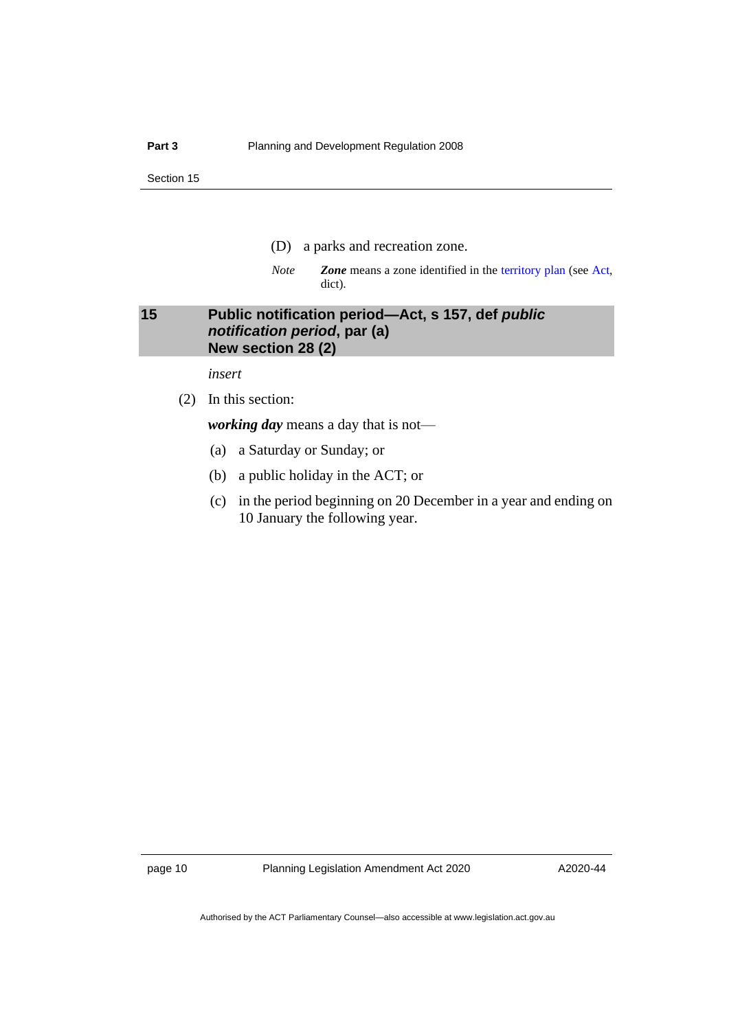(D) a parks and recreation zone.

*Note* ***Zone*** means a zone identified in the territory plan (see Act, dict).

## 15 Public notification period—Act, s 157, def *public notification period*, par (a) New section 28 (2)

*insert*

(2) In this section:

***working day*** means a day that is not—

(a) a Saturday or Sunday; or

(b) a public holiday in the ACT; or

(c) in the period beginning on 20 December in a year and ending on 10 January the following year.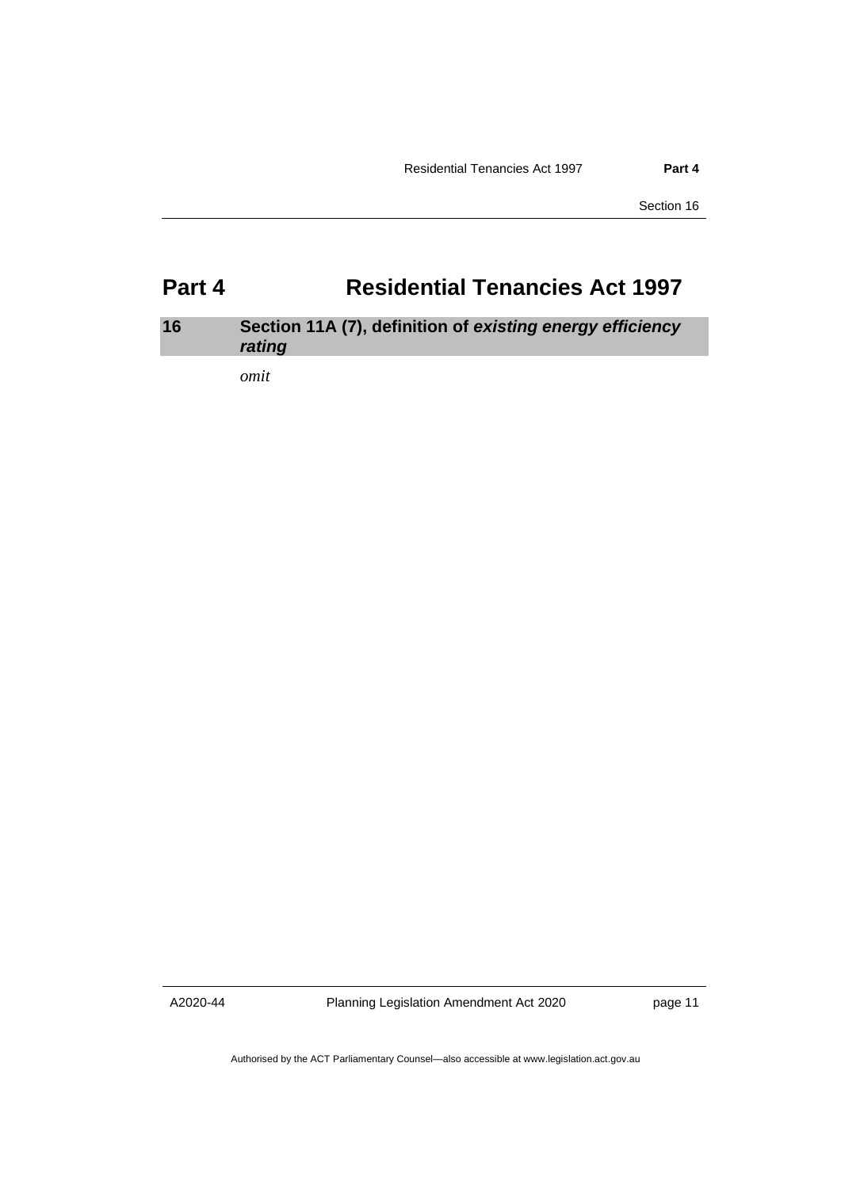# Part 4 Residential Tenancies Act 1997

## 16 Section 11A (7), definition of ***existing energy efficiency rating***

*omit*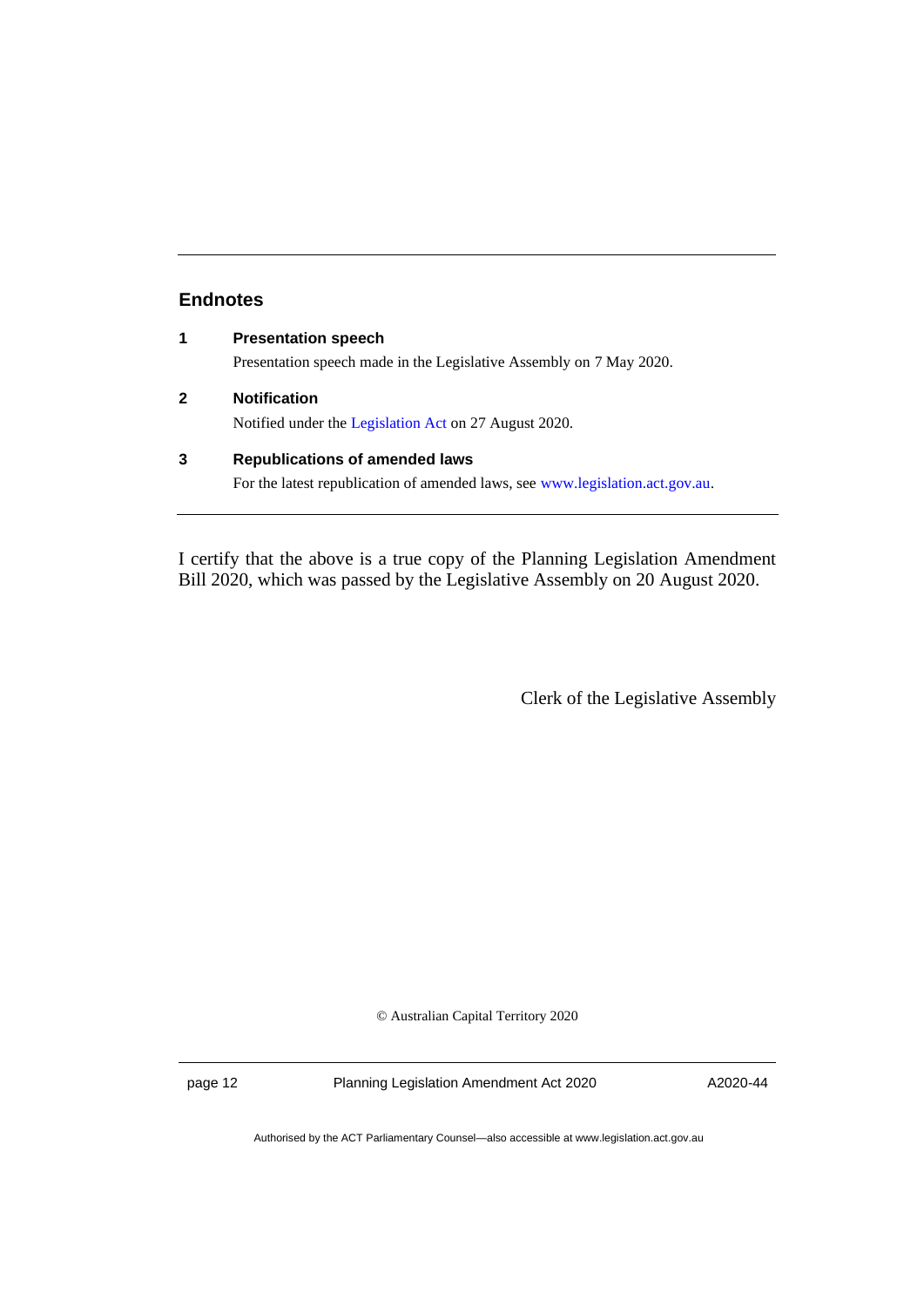## Endnotes

**1 Presentation speech**

Presentation speech made in the Legislative Assembly on 7 May 2020.

**2 Notification**

Notified under the Legislation Act on 27 August 2020.

**3 Republications of amended laws**

For the latest republication of amended laws, see www.legislation.act.gov.au.

I certify that the above is a true copy of the Planning Legislation Amendment Bill 2020, which was passed by the Legislative Assembly on 20 August 2020.

Clerk of the Legislative Assembly

© Australian Capital Territory 2020